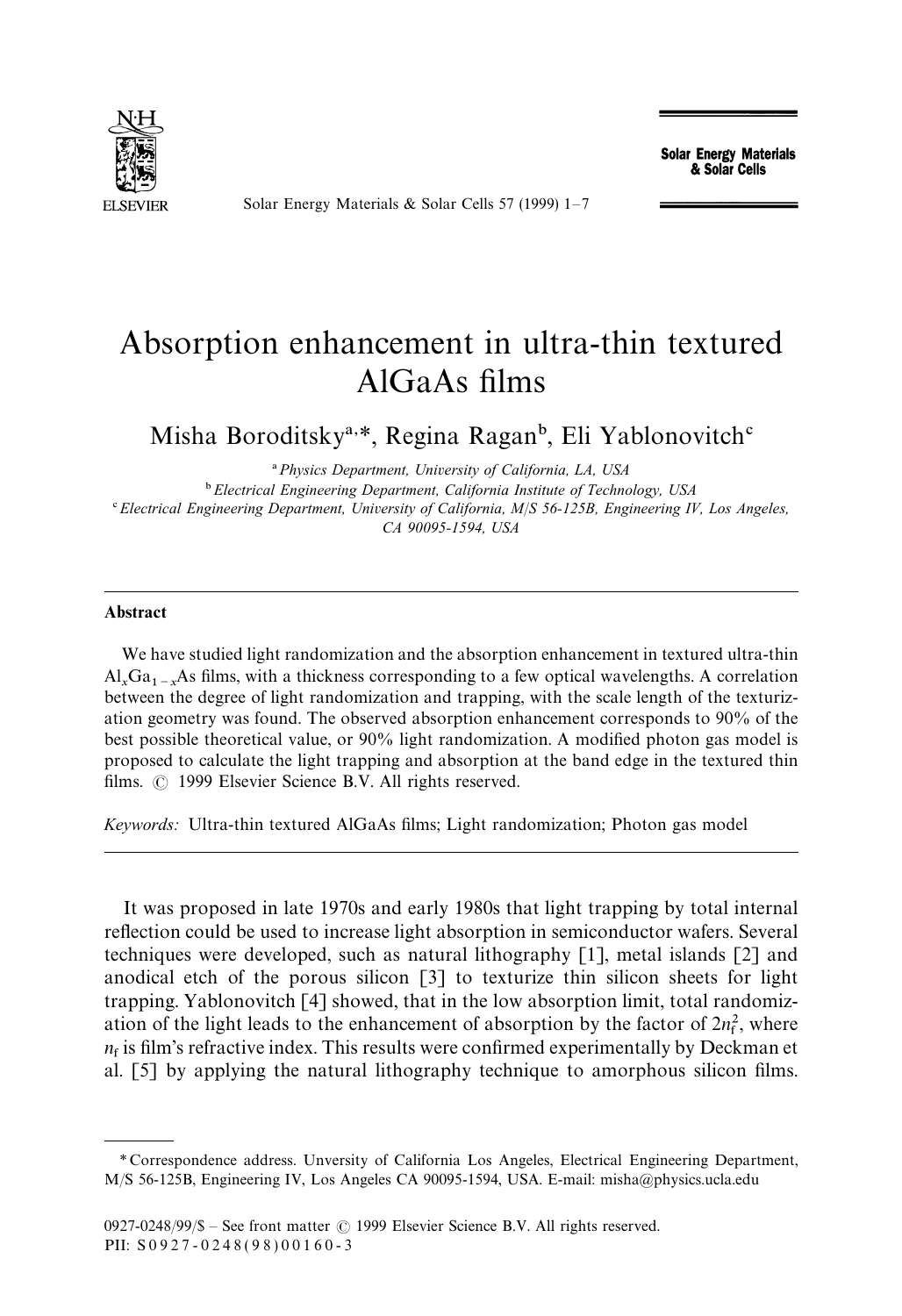# Absorption enhancement in ultra-thin textured AlGaAs films

Misha Boroditsky[a,*], Regina Ragan[b], Eli Yablonovitch[c]

[a] Physics Department, University of California, LA, USA

[b] Electrical Engineering Department, California Institute of Technology, USA

[c] Electrical Engineering Department, University of California, M/S 56-125B, Engineering IV, Los Angeles, CA 90095-1594, USA

## Abstract

We have studied light randomization and the absorption enhancement in textured ultra-thin $Al_xGa_{1-x}As$ films, with a thickness corresponding to a few optical wavelengths. A correlation between the degree of light randomization and trapping, with the scale length of the texturization geometry was found. The observed absorption enhancement corresponds to 90% of the best possible theoretical value, or 90% light randomization. A modified photon gas model is proposed to calculate the light trapping and absorption at the band edge in the textured thin films. © 1999 Elsevier Science B.V. All rights reserved.

*Keywords:* Ultra-thin textured AlGaAs films; Light randomization; Photon gas model

It was proposed in late 1970s and early 1980s that light trapping by total internal reflection could be used to increase light absorption in semiconductor wafers. Several techniques were developed, such as natural lithography [1], metal islands [2] and anodical etch of the porous silicon [3] to texturize thin silicon sheets for light trapping. Yablonovitch [4] showed, that in the low absorption limit, total randomization of the light leads to the enhancement of absorption by the factor of $2n_f^2$, where $n_f$ is film's refractive index. This results were confirmed experimentally by Deckman et al. [5] by applying the natural lithography technique to amorphous silicon films.

\* Correspondence address. Unversity of California Los Angeles, Electrical Engineering Department, M/S 56-125B, Engineering IV, Los Angeles CA 90095-1594, USA. E-mail: misha@physics.ucla.edu

0927-0248/99/$ – See front matter © 1999 Elsevier Science B.V. All rights reserved.
PII: S0927-0248(98)00160-3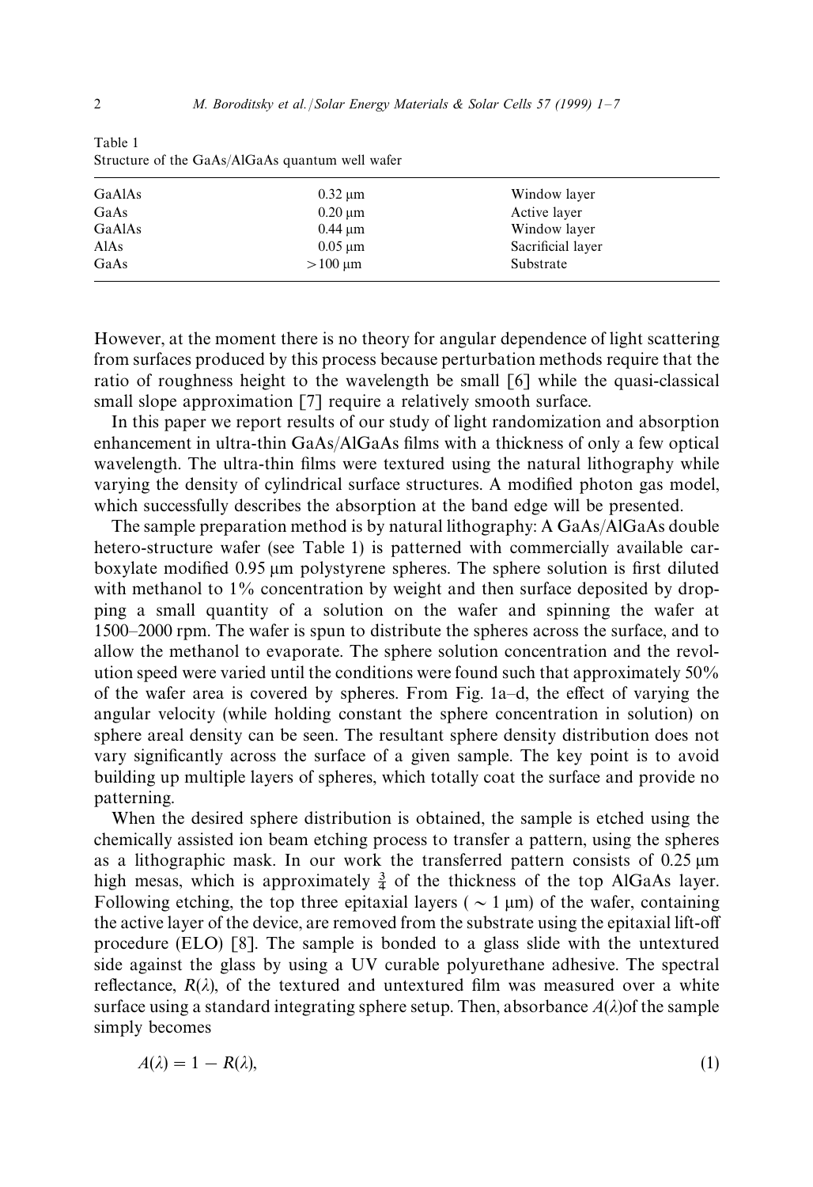Table 1
Structure of the GaAs/AlGaAs quantum well wafer

| | | |
|---|---|---|
| GaAlAs | 0.32 μm | Window layer |
| GaAs | 0.20 μm | Active layer |
| GaAlAs | 0.44 μm | Window layer |
| AlAs | 0.05 μm | Sacrificial layer |
| GaAs | >100 μm | Substrate |

However, at the moment there is no theory for angular dependence of light scattering from surfaces produced by this process because perturbation methods require that the ratio of roughness height to the wavelength be small [6] while the quasi-classical small slope approximation [7] require a relatively smooth surface.

In this paper we report results of our study of light randomization and absorption enhancement in ultra-thin GaAs/AlGaAs films with a thickness of only a few optical wavelength. The ultra-thin films were textured using the natural lithography while varying the density of cylindrical surface structures. A modified photon gas model, which successfully describes the absorption at the band edge will be presented.

The sample preparation method is by natural lithography: A GaAs/AlGaAs double hetero-structure wafer (see Table 1) is patterned with commercially available carboxylate modified 0.95 μm polystyrene spheres. The sphere solution is first diluted with methanol to 1% concentration by weight and then surface deposited by dropping a small quantity of a solution on the wafer and spinning the wafer at 1500–2000 rpm. The wafer is spun to distribute the spheres across the surface, and to allow the methanol to evaporate. The sphere solution concentration and the revolution speed were varied until the conditions were found such that approximately 50% of the wafer area is covered by spheres. From Fig. 1a–d, the effect of varying the angular velocity (while holding constant the sphere concentration in solution) on sphere areal density can be seen. The resultant sphere density distribution does not vary significantly across the surface of a given sample. The key point is to avoid building up multiple layers of spheres, which totally coat the surface and provide no patterning.

When the desired sphere distribution is obtained, the sample is etched using the chemically assisted ion beam etching process to transfer a pattern, using the spheres as a lithographic mask. In our work the transferred pattern consists of 0.25 μm high mesas, which is approximately $\frac{3}{4}$ of the thickness of the top AlGaAs layer. Following etching, the top three epitaxial layers ($\sim 1$ μm) of the wafer, containing the active layer of the device, are removed from the substrate using the epitaxial lift-off procedure (ELO) [8]. The sample is bonded to a glass slide with the untextured side against the glass by using a UV curable polyurethane adhesive. The spectral reflectance, $R(\lambda)$, of the textured and untextured film was measured over a white surface using a standard integrating sphere setup. Then, absorbance $A(\lambda)$ of the sample simply becomes

$$A(\lambda) = 1 - R(\lambda), \tag{1}$$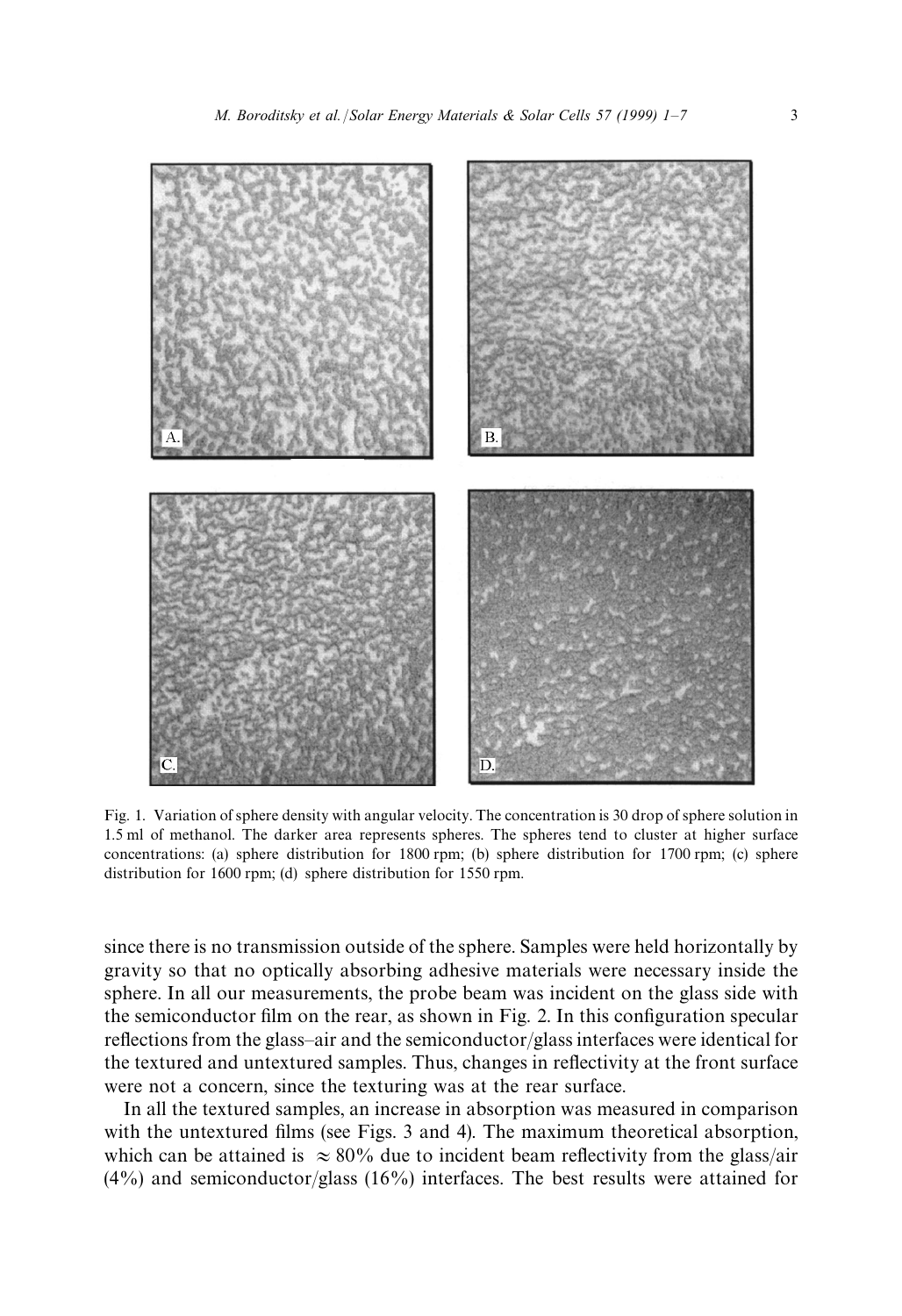Fig. 1. Variation of sphere density with angular velocity. The concentration is 30 drop of sphere solution in 1.5 ml of methanol. The darker area represents spheres. The spheres tend to cluster at higher surface concentrations: (a) sphere distribution for 1800 rpm; (b) sphere distribution for 1700 rpm; (c) sphere distribution for 1600 rpm; (d) sphere distribution for 1550 rpm.

since there is no transmission outside of the sphere. Samples were held horizontally by gravity so that no optically absorbing adhesive materials were necessary inside the sphere. In all our measurements, the probe beam was incident on the glass side with the semiconductor film on the rear, as shown in Fig. 2. In this configuration specular reflections from the glass–air and the semiconductor/glass interfaces were identical for the textured and untextured samples. Thus, changes in reflectivity at the front surface were not a concern, since the texturing was at the rear surface.

In all the textured samples, an increase in absorption was measured in comparison with the untextured films (see Figs. 3 and 4). The maximum theoretical absorption, which can be attained is $\approx 80\%$ due to incident beam reflectivity from the glass/air (4%) and semiconductor/glass (16%) interfaces. The best results were attained for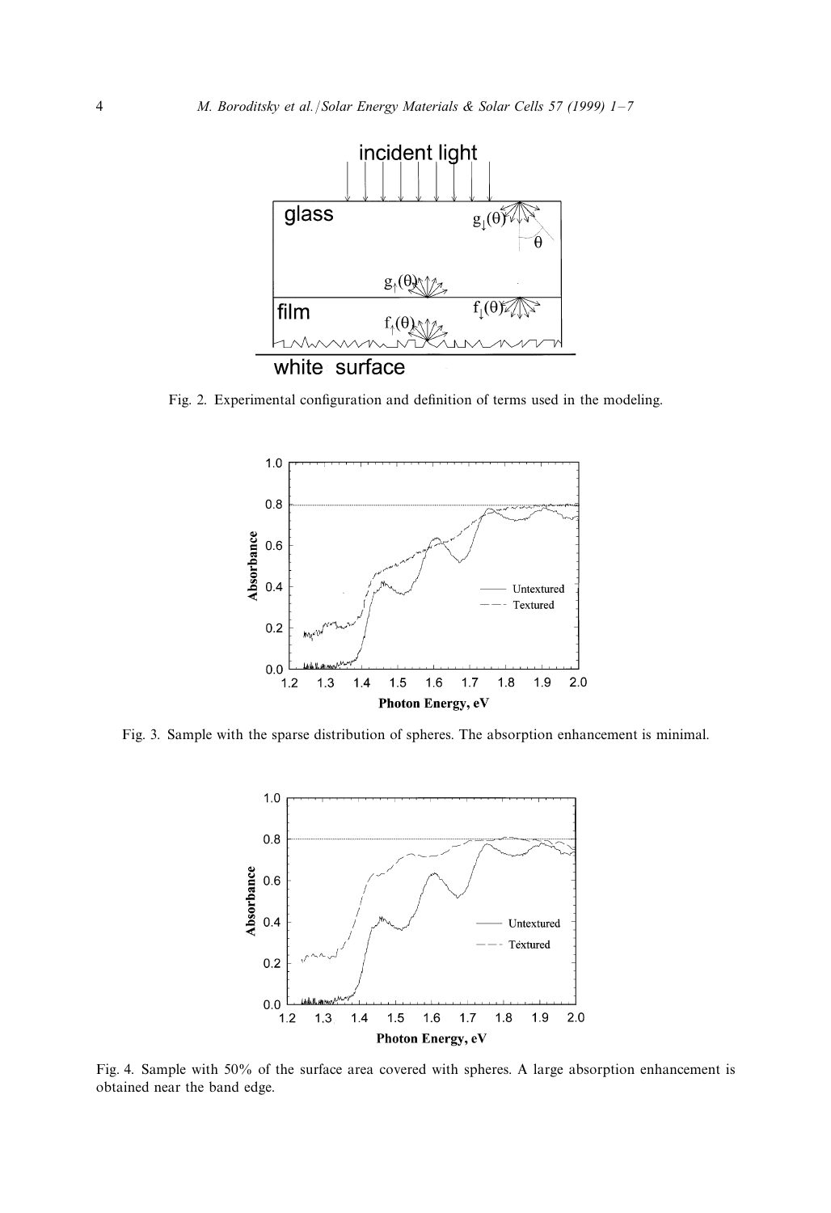Fig. 2. Experimental configuration and definition of terms used in the modeling.

Fig. 3. Sample with the sparse distribution of spheres. The absorption enhancement is minimal.

Fig. 4. Sample with 50% of the surface area covered with spheres. A large absorption enhancement is obtained near the band edge.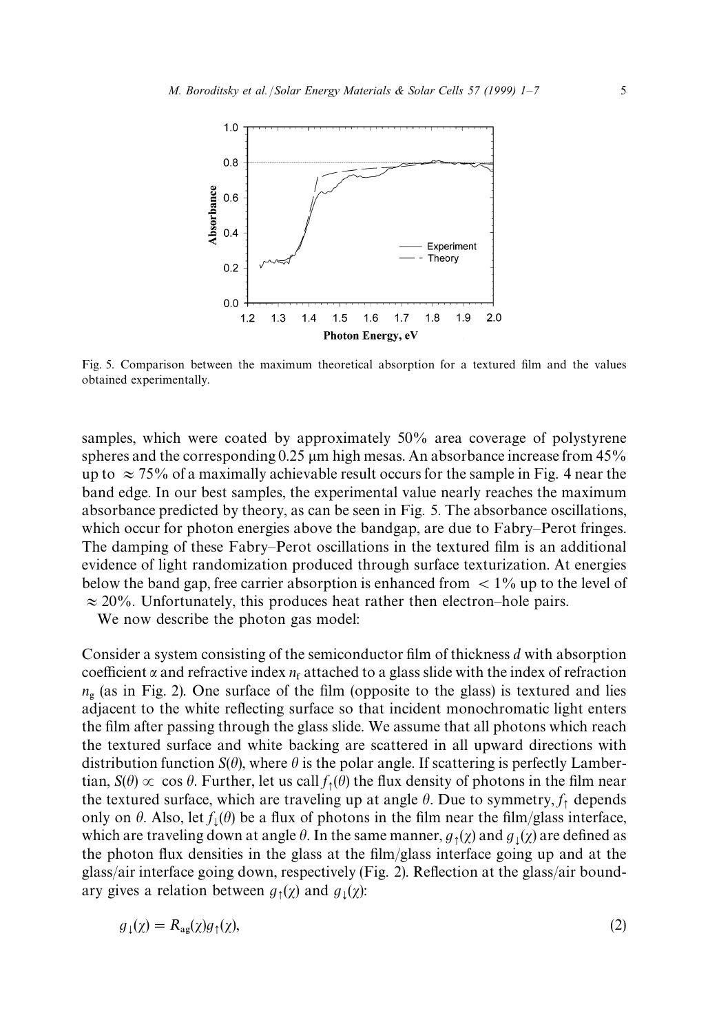Fig. 5. Comparison between the maximum theoretical absorption for a textured film and the values obtained experimentally.

samples, which were coated by approximately 50% area coverage of polystyrene spheres and the corresponding 0.25 μm high mesas. An absorbance increase from 45% up to $\approx 75\%$ of a maximally achievable result occurs for the sample in Fig. 4 near the band edge. In our best samples, the experimental value nearly reaches the maximum absorbance predicted by theory, as can be seen in Fig. 5. The absorbance oscillations, which occur for photon energies above the bandgap, are due to Fabry–Perot fringes. The damping of these Fabry–Perot oscillations in the textured film is an additional evidence of light randomization produced through surface texturization. At energies below the band gap, free carrier absorption is enhanced from $< 1\%$ up to the level of $\approx 20\%$. Unfortunately, this produces heat rather then electron–hole pairs.

We now describe the photon gas model:

Consider a system consisting of the semiconductor film of thickness $d$ with absorption coefficient $\alpha$ and refractive index $n_f$ attached to a glass slide with the index of refraction $n_g$ (as in Fig. 2). One surface of the film (opposite to the glass) is textured and lies adjacent to the white reflecting surface so that incident monochromatic light enters the film after passing through the glass slide. We assume that all photons which reach the textured surface and white backing are scattered in all upward directions with distribution function $S(\theta)$, where $\theta$ is the polar angle. If scattering is perfectly Lambertian, $S(\theta) \propto \cos\theta$. Further, let us call $f_{\uparrow}(\theta)$ the flux density of photons in the film near the textured surface, which are traveling up at angle $\theta$. Due to symmetry, $f_{\uparrow}$ depends only on $\theta$. Also, let $f_{\downarrow}(\theta)$ be a flux of photons in the film near the film/glass interface, which are traveling down at angle $\theta$. In the same manner, $g_{\uparrow}(\chi)$ and $g_{\downarrow}(\chi)$ are defined as the photon flux densities in the glass at the film/glass interface going up and at the glass/air interface going down, respectively (Fig. 2). Reflection at the glass/air boundary gives a relation between $g_{\uparrow}(\chi)$ and $g_{\downarrow}(\chi)$:

$$g_{\downarrow}(\chi) = R_{ag}(\chi) g_{\uparrow}(\chi), \tag{2}$$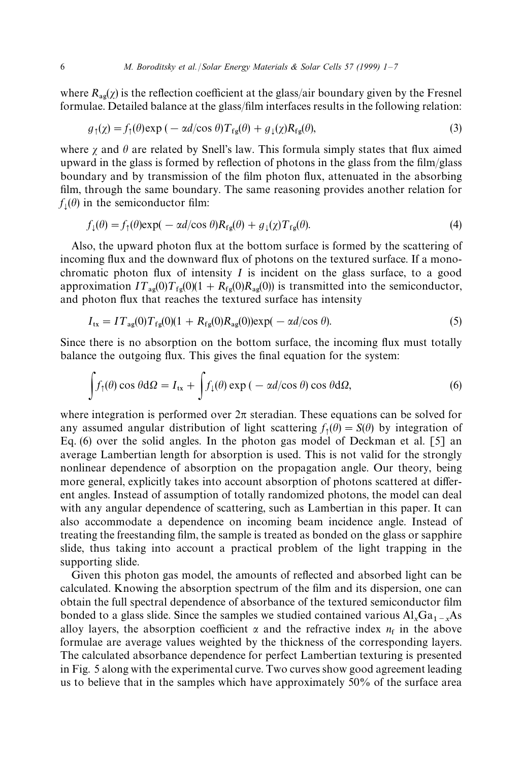where $R_{ag}(\chi)$ is the reflection coefficient at the glass/air boundary given by the Fresnel formulae. Detailed balance at the glass/film interfaces results in the following relation:

$$g_{\uparrow}(\chi) = f_{\uparrow}(\theta)\exp(-\alpha d/\cos\theta)T_{fg}(\theta) + g_{\downarrow}(\chi)R_{fg}(\theta), \tag{3}$$

where $\chi$ and $\theta$ are related by Snell's law. This formula simply states that flux aimed upward in the glass is formed by reflection of photons in the glass from the film/glass boundary and by transmission of the film photon flux, attenuated in the absorbing film, through the same boundary. The same reasoning provides another relation for $f_{\downarrow}(\theta)$ in the semiconductor film:

$$f_{\downarrow}(\theta) = f_{\uparrow}(\theta)\exp(-\alpha d/\cos\theta)R_{fg}(\theta) + g_{\downarrow}(\chi)T_{fg}(\theta). \tag{4}$$

Also, the upward photon flux at the bottom surface is formed by the scattering of incoming flux and the downward flux of photons on the textured surface. If a monochromatic photon flux of intensity $I$ is incident on the glass surface, to a good approximation $IT_{ag}(0)T_{fg}(0)(1 + R_{fg}(0)R_{ag}(0))$ is transmitted into the semiconductor, and photon flux that reaches the textured surface has intensity

$$I_{tx} = IT_{ag}(0)T_{fg}(0)(1 + R_{fg}(0)R_{ag}(0))\exp(-\alpha d/\cos\theta). \tag{5}$$

Since there is no absorption on the bottom surface, the incoming flux must totally balance the outgoing flux. This gives the final equation for the system:

$$\int f_{\uparrow}(\theta)\cos\theta \, d\Omega = I_{tx} + \int f_{\downarrow}(\theta)\exp(-\alpha d/\cos\theta)\cos\theta \, d\Omega, \tag{6}$$

where integration is performed over $2\pi$ steradian. These equations can be solved for any assumed angular distribution of light scattering $f_{\uparrow}(\theta) = S(\theta)$ by integration of Eq. (6) over the solid angles. In the photon gas model of Deckman et al. [5] an average Lambertian length for absorption is used. This is not valid for the strongly nonlinear dependence of absorption on the propagation angle. Our theory, being more general, explicitly takes into account absorption of photons scattered at different angles. Instead of assumption of totally randomized photons, the model can deal with any angular dependence of scattering, such as Lambertian in this paper. It can also accommodate a dependence on incoming beam incidence angle. Instead of treating the freestanding film, the sample is treated as bonded on the glass or sapphire slide, thus taking into account a practical problem of the light trapping in the supporting slide.

Given this photon gas model, the amounts of reflected and absorbed light can be calculated. Knowing the absorption spectrum of the film and its dispersion, one can obtain the full spectral dependence of absorbance of the textured semiconductor film bonded to a glass slide. Since the samples we studied contained various $Al_xGa_{1-x}As$ alloy layers, the absorption coefficient $\alpha$ and the refractive index $n_f$ in the above formulae are average values weighted by the thickness of the corresponding layers. The calculated absorbance dependence for perfect Lambertian texturing is presented in Fig. 5 along with the experimental curve. Two curves show good agreement leading us to believe that in the samples which have approximately 50% of the surface area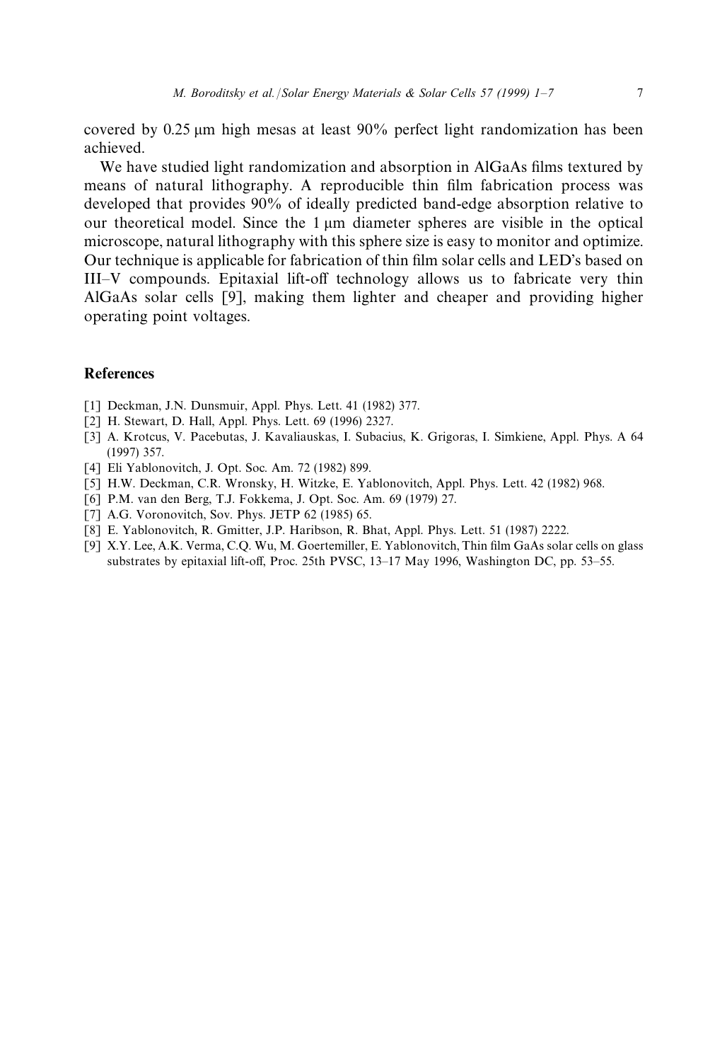covered by 0.25 μm high mesas at least 90% perfect light randomization has been achieved.

We have studied light randomization and absorption in AlGaAs films textured by means of natural lithography. A reproducible thin film fabrication process was developed that provides 90% of ideally predicted band-edge absorption relative to our theoretical model. Since the 1 μm diameter spheres are visible in the optical microscope, natural lithography with this sphere size is easy to monitor and optimize. Our technique is applicable for fabrication of thin film solar cells and LED's based on III–V compounds. Epitaxial lift-off technology allows us to fabricate very thin AlGaAs solar cells [9], making them lighter and cheaper and providing higher operating point voltages.

## References

[1] Deckman, J.N. Dunsmuir, Appl. Phys. Lett. 41 (1982) 377.

[2] H. Stewart, D. Hall, Appl. Phys. Lett. 69 (1996) 2327.

[3] A. Krotcus, V. Pacebutas, J. Kavaliauskas, I. Subacius, K. Grigoras, I. Simkiene, Appl. Phys. A 64 (1997) 357.

[4] Eli Yablonovitch, J. Opt. Soc. Am. 72 (1982) 899.

[5] H.W. Deckman, C.R. Wronsky, H. Witzke, E. Yablonovitch, Appl. Phys. Lett. 42 (1982) 968.

[6] P.M. van den Berg, T.J. Fokkema, J. Opt. Soc. Am. 69 (1979) 27.

[7] A.G. Voronovitch, Sov. Phys. JETP 62 (1985) 65.

[8] E. Yablonovitch, R. Gmitter, J.P. Haribson, R. Bhat, Appl. Phys. Lett. 51 (1987) 2222.

[9] X.Y. Lee, A.K. Verma, C.Q. Wu, M. Goertemiller, E. Yablonovitch, Thin film GaAs solar cells on glass substrates by epitaxial lift-off, Proc. 25th PVSC, 13–17 May 1996, Washington DC, pp. 53–55.